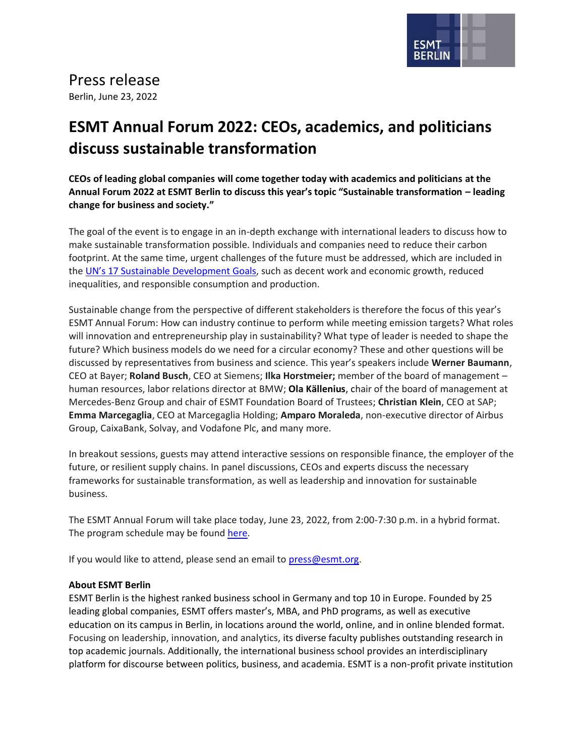# Press release

Berlin, June 23, 2022

# ESMT Annual Forum 2022: CEOs, academics, and politicians discuss sustainable transformation

**CEOs of leading global companies will come together today with academics and politicians at the Annual Forum 2022 at ESMT Berlin to discuss this year's topic "Sustainable transformation – leading change for business and society."**

The goal of the event is to engage in an in-depth exchange with international leaders to discuss how to make sustainable transformation possible. Individuals and companies need to reduce their carbon footprint. At the same time, urgent challenges of the future must be addressed, which are included in the UN's 17 Sustainable Development Goals, such as decent work and economic growth, reduced inequalities, and responsible consumption and production.

Sustainable change from the perspective of different stakeholders is therefore the focus of this year's ESMT Annual Forum: How can industry continue to perform while meeting emission targets? What roles will innovation and entrepreneurship play in sustainability? What type of leader is needed to shape the future? Which business models do we need for a circular economy? These and other questions will be discussed by representatives from business and science. This year's speakers include **Werner Baumann**, CEO at Bayer; **Roland Busch**, CEO at Siemens; **Ilka Horstmeier;** member of the board of management – human resources, labor relations director at BMW; **Ola Källenius**, chair of the board of management at Mercedes-Benz Group and chair of ESMT Foundation Board of Trustees; **Christian Klein**, CEO at SAP; **Emma Marcegaglia**, CEO at Marcegaglia Holding; **Amparo Moraleda**, non-executive director of Airbus Group, CaixaBank, Solvay, and Vodafone Plc, and many more.

In breakout sessions, guests may attend interactive sessions on responsible finance, the employer of the future, or resilient supply chains. In panel discussions, CEOs and experts discuss the necessary frameworks for sustainable transformation, as well as leadership and innovation for sustainable business.

The ESMT Annual Forum will take place today, June 23, 2022, from 2:00-7:30 p.m. in a hybrid format. The program schedule may be found here.

If you would like to attend, please send an email to press@esmt.org.

**About ESMT Berlin**

ESMT Berlin is the highest ranked business school in Germany and top 10 in Europe. Founded by 25 leading global companies, ESMT offers master's, MBA, and PhD programs, as well as executive education on its campus in Berlin, in locations around the world, online, and in online blended format. Focusing on leadership, innovation, and analytics, its diverse faculty publishes outstanding research in top academic journals. Additionally, the international business school provides an interdisciplinary platform for discourse between politics, business, and academia. ESMT is a non-profit private institution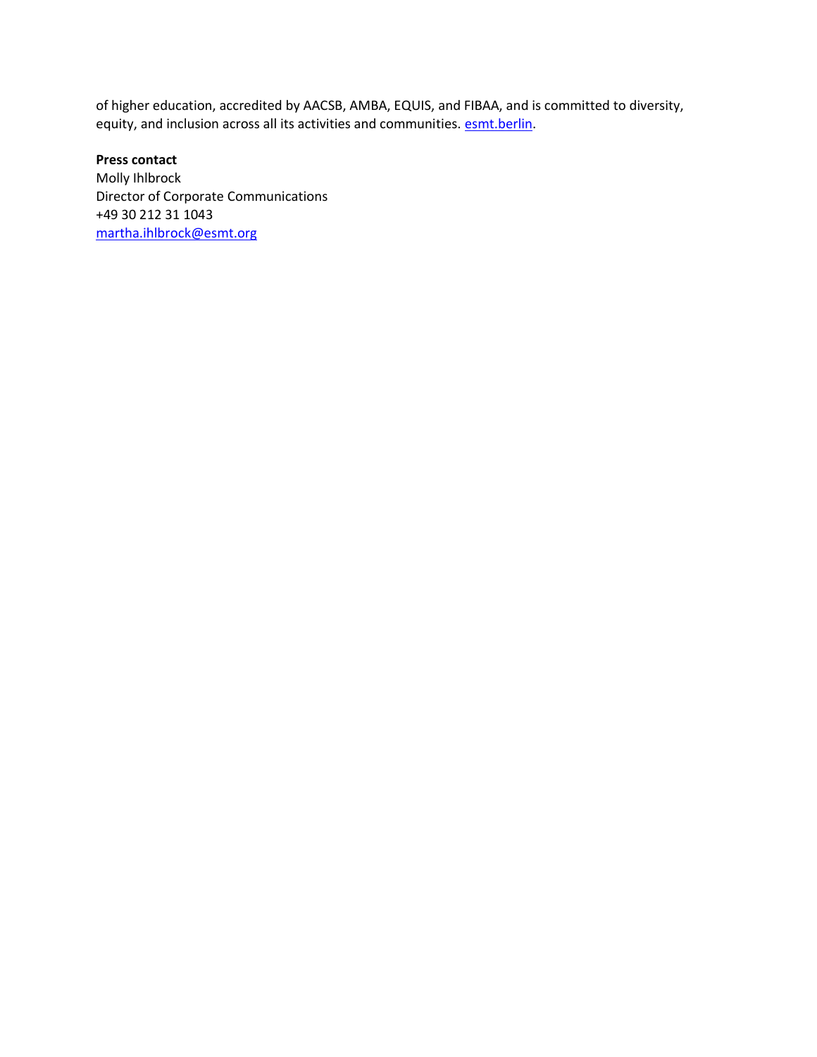of higher education, accredited by AACSB, AMBA, EQUIS, and FIBAA, and is committed to diversity, equity, and inclusion across all its activities and communities. esmt.berlin.

**Press contact**
Molly Ihlbrock
Director of Corporate Communications
+49 30 212 31 1043
martha.ihlbrock@esmt.org